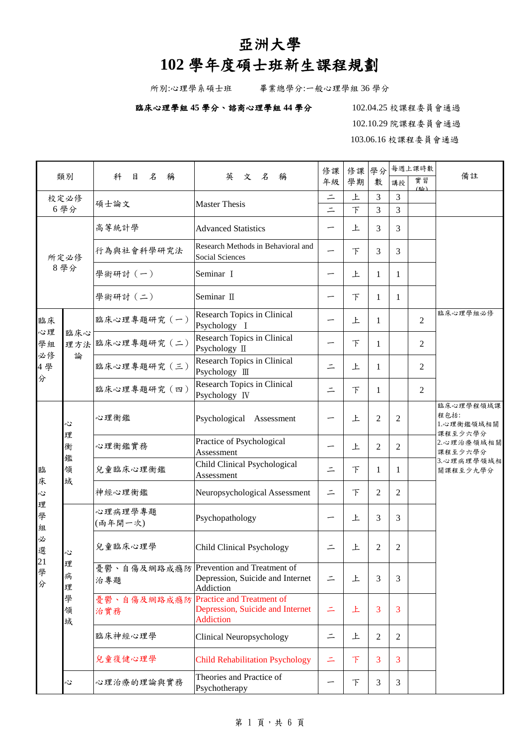# 亞洲大學

# 102 學年度碩士班新生課程規劃

所別:心理學系碩士班　　畢業總學分:一般心理學組 36 學分

**臨床心理學組 45 學分、諮商心理學組 44 學分**

102.04.25 校課程委員會通過
102.10.29 院課程委員會通過
103.06.16 校課程委員會通過

| 類別 | | 科目名稱 | 英文名稱 | 修課年級 | 修課學期 | 學分數 | 每週上課時數 講授 | 每週上課時數 實習(驗) | 備註 |
|---|---|---|---|---|---|---|---|---|---|
| 校定必修 6 學分 | | 碩士論文 | Master Thesis | 二 | 上 | 3 | 3 | | |
| | | | | 二 | 下 | 3 | 3 | | |
| 所定必修 8 學分 | | 高等統計學 | Advanced Statistics | 一 | 上 | 3 | 3 | | |
| | | 行為與社會科學研究法 | Research Methods in Behavioral and Social Sciences | 一 | 下 | 3 | 3 | | |
| | | 學術研討（一） | Seminar Ⅰ | 一 | 上 | 1 | 1 | | |
| | | 學術研討（二） | Seminar Ⅱ | 一 | 下 | 1 | 1 | | |
| 臨床心理學組必修 4 學分 | 臨床心理方法論 | 臨床心理專題研究（一） | Research Topics in Clinical Psychology Ⅰ | 一 | 上 | 1 | | 2 | 臨床心理學組必修 |
| | | 臨床心理專題研究（二） | Research Topics in Clinical Psychology Ⅱ | 一 | 下 | 1 | | 2 | |
| | | 臨床心理專題研究（三） | Research Topics in Clinical Psychology Ⅲ | 二 | 上 | 1 | | 2 | |
| | | 臨床心理專題研究（四） | Research Topics in Clinical Psychology Ⅳ | 二 | 下 | 1 | | 2 | |
| 臨床心理學組必選 21 學分 | 心理衡鑑領域 | 心理衡鑑 | Psychological Assessment | 一 | 上 | 2 | 2 | | 臨床心理學程領域課程包括:<br>1.心理衡鑑領域相關課程至少六學分<br>2.心理治療領域相關課程至少六學分<br>3.心理病理學領域相關課程至少九學分 |
| | | 心理衡鑑實務 | Practice of Psychological Assessment | 一 | 上 | 2 | 2 | | |
| | | 兒童臨床心理衡鑑 | Child Clinical Psychological Assessment | 二 | 下 | 1 | 1 | | |
| | | 神經心理衡鑑 | Neuropsychological Assessment | 二 | 下 | 2 | 2 | | |
| | 心理病理學領域 | 心理病理學專題 (兩年開一次) | Psychopathology | 一 | 上 | 3 | 3 | | |
| | | 兒童臨床心理學 | Child Clinical Psychology | 二 | 上 | 2 | 2 | | |
| | | 憂鬱、自傷及網路成癮防治專題 | Prevention and Treatment of Depression, Suicide and Internet Addiction | 二 | 上 | 3 | 3 | | |
| | | 憂鬱、自傷及網路成癮防治實務 | Practice and Treatment of Depression, Suicide and Internet Addiction | 二 | 上 | 3 | 3 | | |
| | | 臨床神經心理學 | Clinical Neuropsychology | 二 | 上 | 2 | 2 | | |
| | | 兒童復健心理學 | Child Rehabilitation Psychology | 二 | 下 | 3 | 3 | | |
| | 心 | 心理治療的理論與實務 | Theories and Practice of Psychotherapy | 一 | 下 | 3 | 3 | | |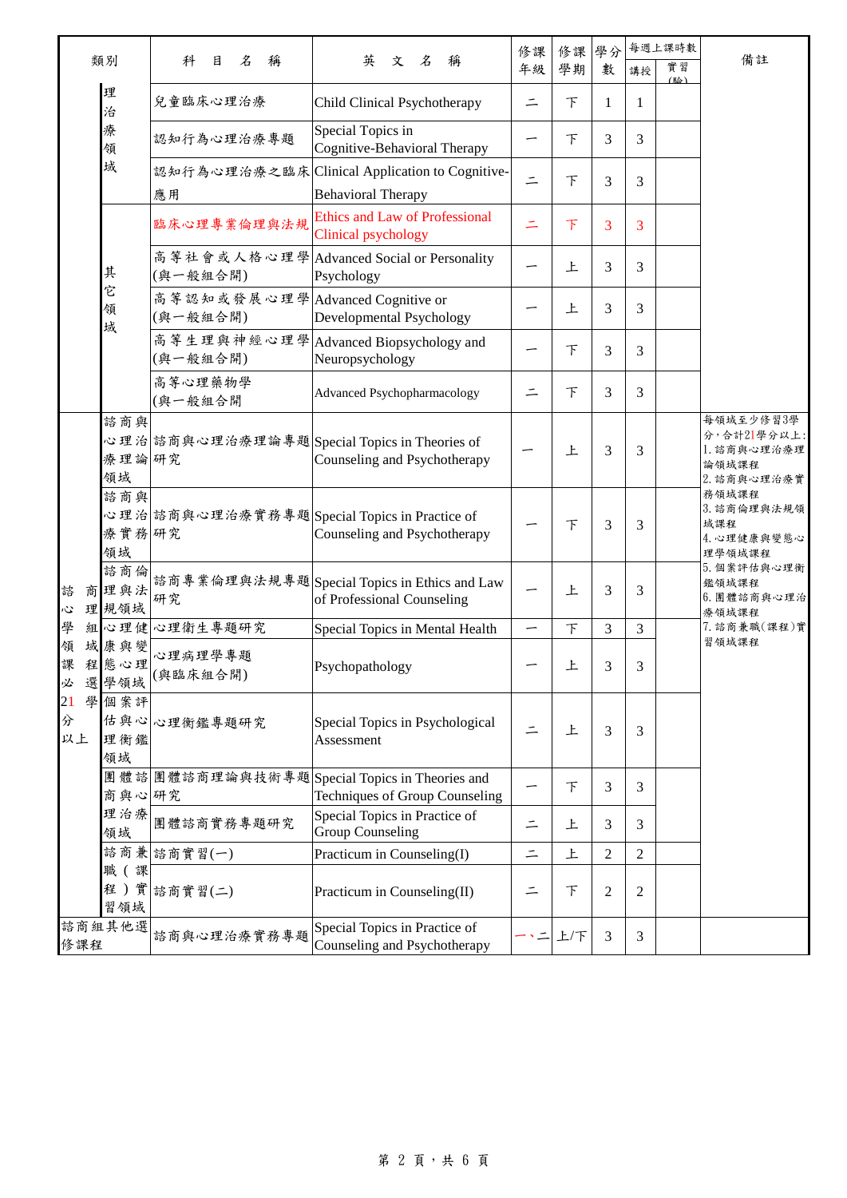| 類別 | | 科目名稱 | 英文名稱 | 修課年級 | 修課學期 | 學分數 | 每週上課時數 講授 | 每週上課時數 實習(驗) | 備註 |
|---|---|---|---|---|---|---|---|---|---|
| | 理治療領域 | 兒童臨床心理治療 | Child Clinical Psychotherapy | 二 | 下 | 1 | 1 | | |
| | | 認知行為心理治療專題 | Special Topics in Cognitive-Behavioral Therapy | 一 | 下 | 3 | 3 | | |
| | | 認知行為心理治療之臨床應用 | Clinical Application to Cognitive-Behavioral Therapy | 二 | 下 | 3 | 3 | | |
| | 其它領域 | 臨床心理專業倫理與法規 | Ethics and Law of Professional Clinical psychology | 二 | 下 | 3 | 3 | | |
| | | 高等社會或人格心理學(與一般組合開) | Advanced Social or Personality Psychology | 一 | 上 | 3 | 3 | | |
| | | 高等認知或發展心理學(與一般組合開) | Advanced Cognitive or Developmental Psychology | 一 | 上 | 3 | 3 | | |
| | | 高等生理與神經心理學(與一般組合開) | Advanced Biopsychology and Neuropsychology | 一 | 下 | 3 | 3 | | |
| | | 高等心理藥物學(與一般組合開 | Advanced Psychopharmacology | 二 | 下 | 3 | 3 | | |
| 諮商心理組領域課程必選21學分以上 | 諮商與心理治療理論領域 | 諮商與心理治療理論專題研究 | Special Topics in Theories of Counseling and Psychotherapy | 一 | 上 | 3 | 3 | | 每領域至少修習3學分，合計21學分以上:<br>1.諮商與心理治療理論領域課程<br>2.諮商與心理治療實務領域課程<br>3.諮商倫理與法規領域課程<br>4.心理健康與變態心理學領域課程<br>5.個案評估與心理衡鑑領域課程<br>6.團體諮商與心理治療領域課程<br>7.諮商兼職(課程)實習領域課程 |
| | 諮商與心理治療實務領域 | 諮商與心理治療實務專題研究 | Special Topics in Practice of Counseling and Psychotherapy | 一 | 下 | 3 | 3 | | |
| | 諮商倫理與法規領域 | 諮商專業倫理與法規專題研究 | Special Topics in Ethics and Law of Professional Counseling | 一 | 上 | 3 | 3 | | |
| | 心理健康與變態心理學領域 | 心理衛生專題研究 | Special Topics in Mental Health | 一 | 下 | 3 | 3 | | |
| | | 心理病理學專題(與臨床組合開) | Psychopathology | 一 | 上 | 3 | 3 | | |
| | 個案評估與心理衡鑑領域 | 心理衡鑑專題研究 | Special Topics in Psychological Assessment | 二 | 上 | 3 | 3 | | |
| | 團體諮商與心理治療領域 | 團體諮商理論與技術專題研究 | Special Topics in Theories and Techniques of Group Counseling | 一 | 下 | 3 | 3 | | |
| | | 團體諮商實務專題研究 | Special Topics in Practice of Group Counseling | 二 | 上 | 3 | 3 | | |
| | 諮商兼職(課程)實習領域 | 諮商實習(一) | Practicum in Counseling(I) | 二 | 上 | 2 | 2 | | |
| | | 諮商實習(二) | Practicum in Counseling(II) | 二 | 下 | 2 | 2 | | |
| 諮商組其他選修課程 | | 諮商與心理治療實務專題 | Special Topics in Practice of Counseling and Psychotherapy | 一、二 | 上/下 | 3 | 3 | | |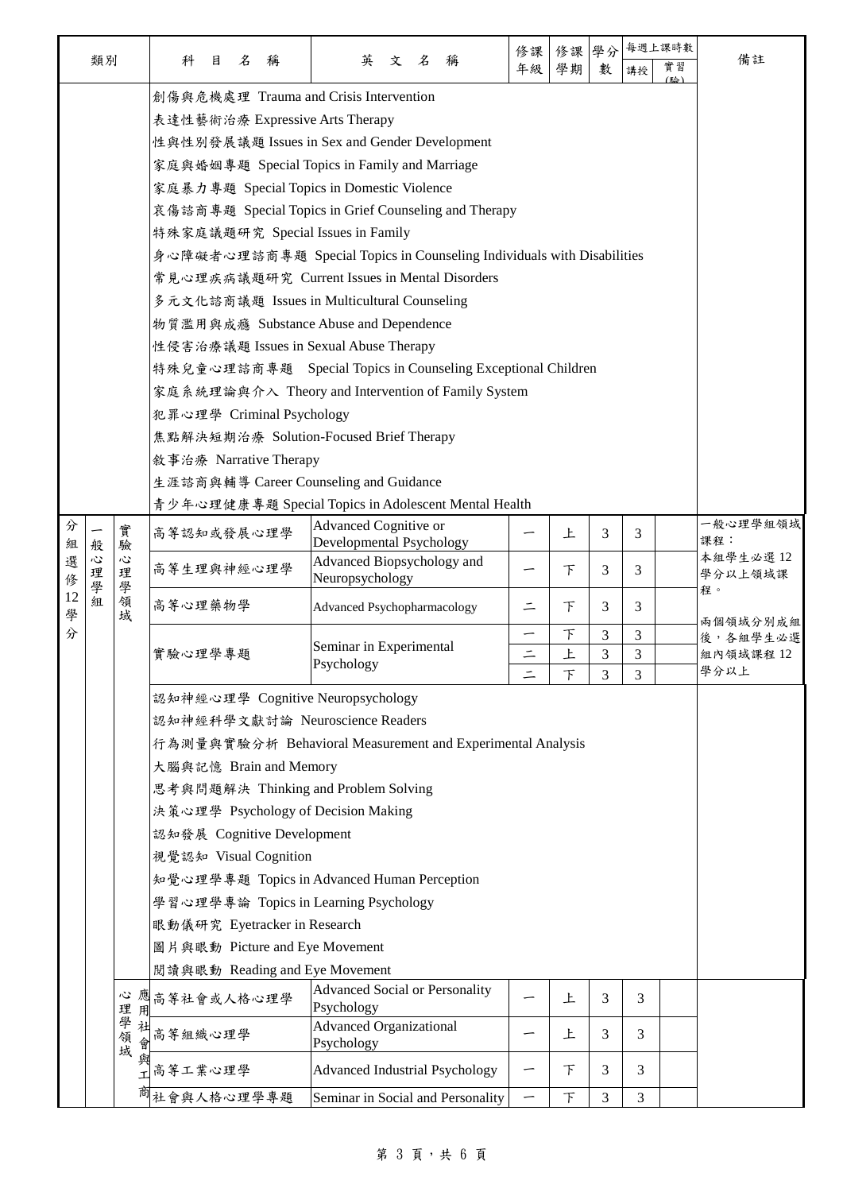| 類別 | | | 科目名稱 | 英文名稱 | 修課年級 | 修課學期 | 學分數 | 每週上課時數 | | 備註 |
|---|---|---|---|---|---|---|---|---|---|---|
| | | | | | | | | 講授 | 實習(驗) | |
| | | | 創傷與危機處理 Trauma and Crisis Intervention | | | | | | | |
| | | | 表達性藝術治療 Expressive Arts Therapy | | | | | | | |
| | | | 性與性別發展議題 Issues in Sex and Gender Development | | | | | | | |
| | | | 家庭與婚姻專題 Special Topics in Family and Marriage | | | | | | | |
| | | | 家庭暴力專題 Special Topics in Domestic Violence | | | | | | | |
| | | | 哀傷諮商專題 Special Topics in Grief Counseling and Therapy | | | | | | | |
| | | | 特殊家庭議題研究 Special Issues in Family | | | | | | | |
| | | | 身心障礙者心理諮商專題 Special Topics in Counseling Individuals with Disabilities | | | | | | | |
| | | | 常見心理疾病議題研究 Current Issues in Mental Disorders | | | | | | | |
| | | | 多元文化諮商議題 Issues in Multicultural Counseling | | | | | | | |
| | | | 物質濫用與成癮 Substance Abuse and Dependence | | | | | | | |
| | | | 性侵害治療議題 Issues in Sexual Abuse Therapy | | | | | | | |
| | | | 特殊兒童心理諮商專題 Special Topics in Counseling Exceptional Children | | | | | | | |
| | | | 家庭系統理論與介入 Theory and Intervention of Family System | | | | | | | |
| | | | 犯罪心理學 Criminal Psychology | | | | | | | |
| | | | 焦點解決短期治療 Solution-Focused Brief Therapy | | | | | | | |
| | | | 敘事治療 Narrative Therapy | | | | | | | |
| | | | 生涯諮商與輔導 Career Counseling and Guidance | | | | | | | |
| | | | 青少年心理健康專題 Special Topics in Adolescent Mental Health | | | | | | | |
| 分組選修12學分 | 一般心理學組 | 實驗心理學領域 | 高等認知或發展心理學 | Advanced Cognitive or Developmental Psychology | 一 | 上 | 3 | 3 | | 一般心理學組領域課程：本組學生必選12學分以上領域課程。兩個領域分別成組後，各組學生必選組內領域課程12學分以上 |
| | | | 高等生理與神經心理學 | Advanced Biopsychology and Neuropsychology | 一 | 下 | 3 | 3 | | |
| | | | 高等心理藥物學 | Advanced Psychopharmacology | 二 | 下 | 3 | 3 | | |
| | | | 實驗心理學專題 | Seminar in Experimental Psychology | 一 | 下 | 3 | 3 | | |
| | | | | | 二 | 上 | 3 | 3 | | |
| | | | | | 二 | 下 | 3 | 3 | | |
| | | | 認知神經心理學 Cognitive Neuropsychology | | | | | | | |
| | | | 認知神經科學文獻討論 Neuroscience Readers | | | | | | | |
| | | | 行為測量與實驗分析 Behavioral Measurement and Experimental Analysis | | | | | | | |
| | | | 大腦與記憶 Brain and Memory | | | | | | | |
| | | | 思考與問題解決 Thinking and Problem Solving | | | | | | | |
| | | | 決策心理學 Psychology of Decision Making | | | | | | | |
| | | | 認知發展 Cognitive Development | | | | | | | |
| | | | 視覺認知 Visual Cognition | | | | | | | |
| | | | 知覺心理學專題 Topics in Advanced Human Perception | | | | | | | |
| | | | 學習心理學專論 Topics in Learning Psychology | | | | | | | |
| | | | 眼動儀研究 Eyetracker in Research | | | | | | | |
| | | | 圖片與眼動 Picture and Eye Movement | | | | | | | |
| | | | 閱讀與眼動 Reading and Eye Movement | | | | | | | |
| | | 應用社會與工商心理學領域 | 高等社會或人格心理學 | Advanced Social or Personality Psychology | 一 | 上 | 3 | 3 | | |
| | | | 高等組織心理學 | Advanced Organizational Psychology | 一 | 上 | 3 | 3 | | |
| | | | 高等工業心理學 | Advanced Industrial Psychology | 一 | 下 | 3 | 3 | | |
| | | | 社會與人格心理學專題 | Seminar in Social and Personality | 一 | 下 | 3 | 3 | | |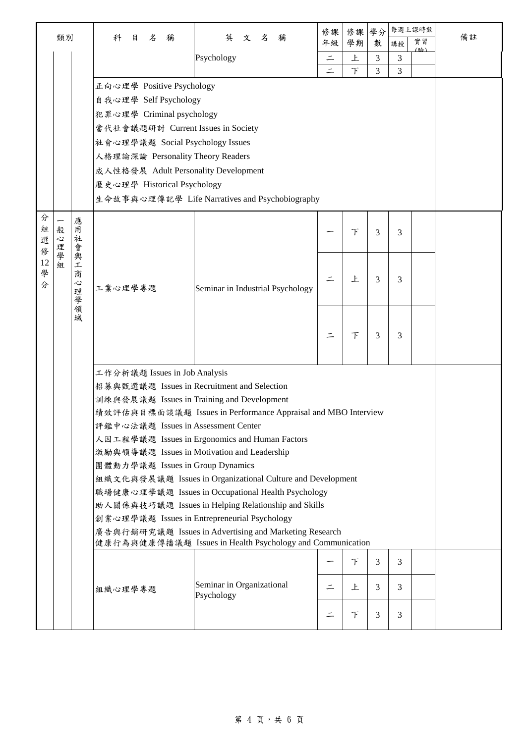| 類別 | | | 科目名稱 | 英文名稱 | 修課年級 | 修課學期 | 學分數 | 每週上課時數 | | 備註 |
|---|---|---|---|---|---|---|---|---|---|---|
| | | | | | | | | 講授 | 實習(驗) | |
| | | | | Psychology | 二 | 上 | 3 | 3 | | |
| | | | | | 二 | 下 | 3 | 3 | | |
| | | | 正向心理學 Positive Psychology<br>自我心理學 Self Psychology<br>犯罪心理學 Criminal psychology<br>當代社會議題研討 Current Issues in Society<br>社會心理學議題 Social Psychology Issues<br>人格理論深論 Personality Theory Readers<br>成人性格發展 Adult Personality Development<br>歷史心理學 Historical Psychology<br>生命故事與心理傳記學 Life Narratives and Psychobiography | | | | | | | |
| 分組選修12學分 | 一般心理學組 | 應用社會與工商心理學領域 | 工業心理學專題 | Seminar in Industrial Psychology | 一 | 下 | 3 | 3 | | |
| | | | | | 二 | 上 | 3 | 3 | | |
| | | | | | 二 | 下 | 3 | 3 | | |
| | | | 工作分析議題 Issues in Job Analysis<br>招募與甄選議題 Issues in Recruitment and Selection<br>訓練與發展議題 Issues in Training and Development<br>績效評估與目標面談議題 Issues in Performance Appraisal and MBO Interview<br>評鑑中心法議題 Issues in Assessment Center<br>人因工程學議題 Issues in Ergonomics and Human Factors<br>激勵與領導議題 Issues in Motivation and Leadership<br>團體動力學議題 Issues in Group Dynamics<br>組織文化與發展議題 Issues in Organizational Culture and Development<br>職場健康心理學議題 Issues in Occupational Health Psychology<br>助人關係與技巧議題 Issues in Helping Relationship and Skills<br>創業心理學議題 Issues in Entrepreneurial Psychology<br>廣告與行銷研究議題 Issues in Advertising and Marketing Research<br>健康行為與健康傳播議題 Issues in Health Psychology and Communication | | | | | | | |
| | | | 組織心理學專題 | Seminar in Organizational Psychology | 一 | 下 | 3 | 3 | | |
| | | | | | 二 | 上 | 3 | 3 | | |
| | | | | | 二 | 下 | 3 | 3 | | |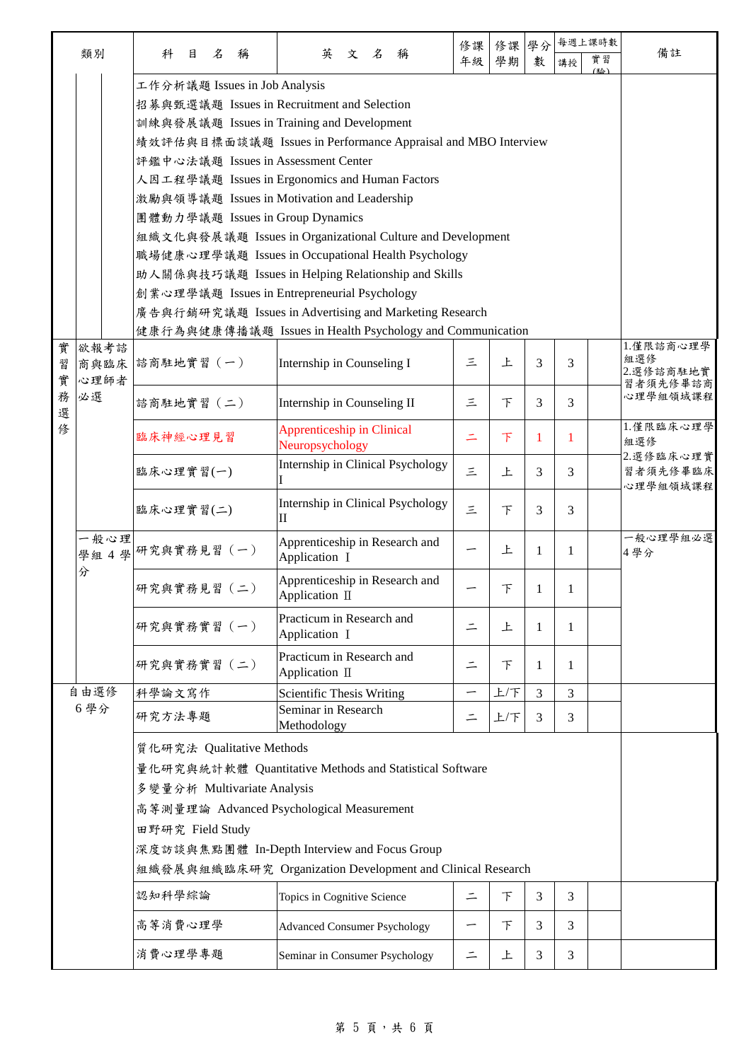| 類別 | | 科　目　名　稱 | 英　文　名　稱 | 修課年級 | 修課學期 | 學分數 | 每週上課時數 | | 備註 |
|---|---|---|---|---|---|---|---|---|---|
| | | | | | | | 講授 | 實習(驗) | |
| | | 工作分析議題 Issues in Job Analysis<br>招募與甄選議題 Issues in Recruitment and Selection<br>訓練與發展議題 Issues in Training and Development<br>績效評估與目標面談議題 Issues in Performance Appraisal and MBO Interview<br>評鑑中心法議題 Issues in Assessment Center<br>人因工程學議題 Issues in Ergonomics and Human Factors<br>激勵與領導議題 Issues in Motivation and Leadership<br>團體動力學議題 Issues in Group Dynamics<br>組織文化與發展議題 Issues in Organizational Culture and Development<br>職場健康心理學議題 Issues in Occupational Health Psychology<br>助人關係與技巧議題 Issues in Helping Relationship and Skills<br>創業心理學議題 Issues in Entrepreneurial Psychology<br>廣告與行銷研究議題 Issues in Advertising and Marketing Research<br>健康行為與健康傳播議題 Issues in Health Psychology and Communication | | | | | | | |
| 實習實務選修 | 欲報考諮商與臨床心理師者必選 | 諮商駐地實習（一） | Internship in Counseling I | 三 | 上 | 3 | 3 | | 1.僅限諮商心理學組選修<br>2.選修諮商駐地實習者須先修畢諮商心理學組領域課程 |
| | | 諮商駐地實習（二） | Internship in Counseling II | 三 | 下 | 3 | 3 | | |
| | | 臨床神經心理見習 | Apprenticeship in Clinical Neuropsychology | 二 | 下 | 1 | 1 | | 1.僅限臨床心理學組選修<br>2.選修臨床心理實習者須先修畢臨床心理學組領域課程 |
| | | 臨床心理實習(一) | Internship in Clinical Psychology I | 三 | 上 | 3 | 3 | | |
| | | 臨床心理實習(二) | Internship in Clinical Psychology II | 三 | 下 | 3 | 3 | | |
| | 一般心理學組 4 學分 | 研究與實務見習（一） | Apprenticeship in Research and Application Ⅰ | 一 | 上 | 1 | 1 | | 一般心理學組必選 4 學分 |
| | | 研究與實務見習（二） | Apprenticeship in Research and Application Ⅱ | 一 | 下 | 1 | 1 | | |
| | | 研究與實務實習（一） | Practicum in Research and Application Ⅰ | 二 | 上 | 1 | 1 | | |
| | | 研究與實務實習（二） | Practicum in Research and Application Ⅱ | 二 | 下 | 1 | 1 | | |
| 自由選修 6 學分 | | 科學論文寫作 | Scientific Thesis Writing | 一 | 上/下 | 3 | 3 | | |
| | | 研究方法專題 | Seminar in Research Methodology | 二 | 上/下 | 3 | 3 | | |
| | | 質化研究法 Qualitative Methods<br>量化研究與統計軟體 Quantitative Methods and Statistical Software<br>多變量分析 Multivariate Analysis<br>高等測量理論 Advanced Psychological Measurement<br>田野研究 Field Study<br>深度訪談與焦點團體 In-Depth Interview and Focus Group<br>組織發展與組織臨床研究 Organization Development and Clinical Research | | | | | | | |
| | | 認知科學綜論 | Topics in Cognitive Science | 二 | 下 | 3 | 3 | | |
| | | 高等消費心理學 | Advanced Consumer Psychology | 一 | 下 | 3 | 3 | | |
| | | 消費心理學專題 | Seminar in Consumer Psychology | 二 | 上 | 3 | 3 | | |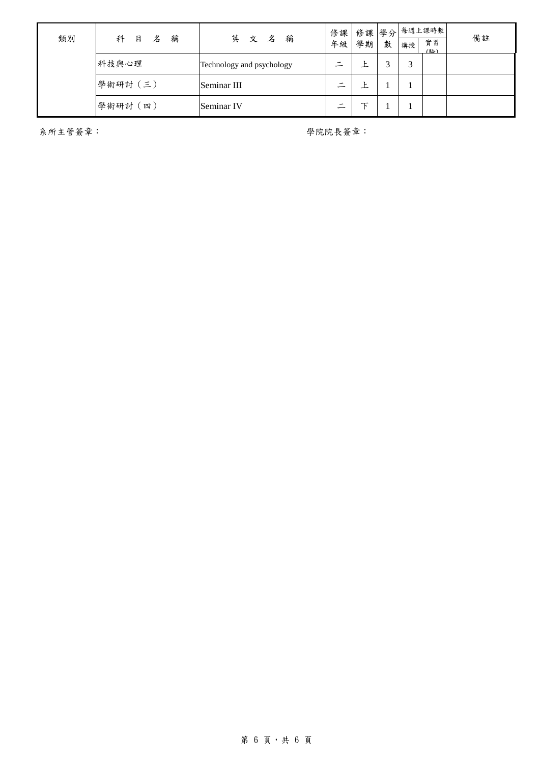| 類別 | 科 目 名 稱 | 英 文 名 稱 | 修課年級 | 修課學期 | 學分數 | 每週上課時數 | | 備註 |
|---|---|---|---|---|---|---|---|---|
| | | | | | | 講授 | 實習(驗) | |
| | 科技與心理 | Technology and psychology | 二 | 上 | 3 | 3 | | |
| | 學術研討（三） | Seminar III | 二 | 上 | 1 | 1 | | |
| | 學術研討（四） | Seminar IV | 二 | 下 | 1 | 1 | | |

系所主管簽章：　　　　　　　　　　　　　　學院院長簽章：